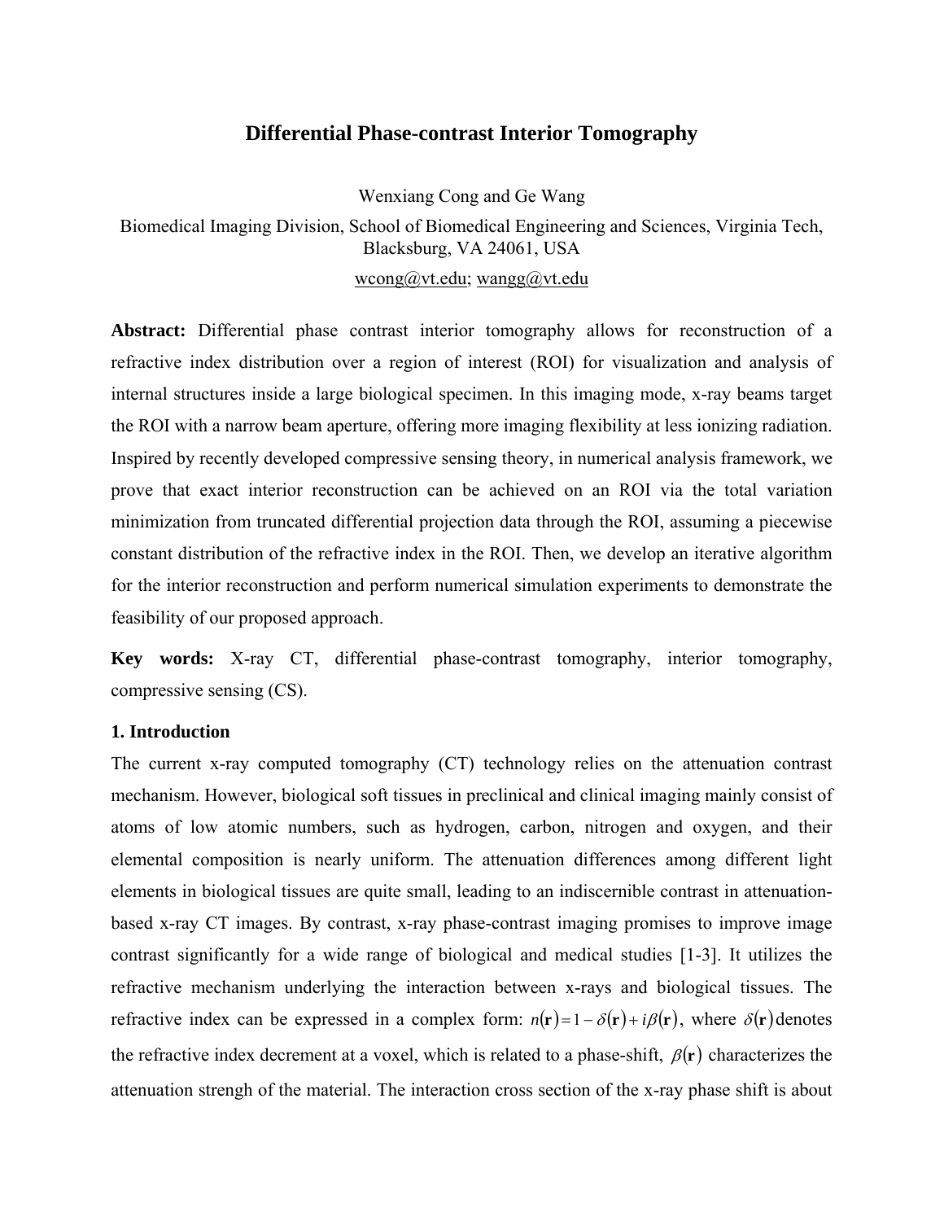# Differential Phase-contrast Interior Tomography

Wenxiang Cong and Ge Wang

Biomedical Imaging Division, School of Biomedical Engineering and Sciences, Virginia Tech, Blacksburg, VA 24061, USA

wcong@vt.edu; wangg@vt.edu

**Abstract:** Differential phase contrast interior tomography allows for reconstruction of a refractive index distribution over a region of interest (ROI) for visualization and analysis of internal structures inside a large biological specimen. In this imaging mode, x-ray beams target the ROI with a narrow beam aperture, offering more imaging flexibility at less ionizing radiation. Inspired by recently developed compressive sensing theory, in numerical analysis framework, we prove that exact interior reconstruction can be achieved on an ROI via the total variation minimization from truncated differential projection data through the ROI, assuming a piecewise constant distribution of the refractive index in the ROI. Then, we develop an iterative algorithm for the interior reconstruction and perform numerical simulation experiments to demonstrate the feasibility of our proposed approach.

**Key words:** X-ray CT, differential phase-contrast tomography, interior tomography, compressive sensing (CS).

## 1. Introduction

The current x-ray computed tomography (CT) technology relies on the attenuation contrast mechanism. However, biological soft tissues in preclinical and clinical imaging mainly consist of atoms of low atomic numbers, such as hydrogen, carbon, nitrogen and oxygen, and their elemental composition is nearly uniform. The attenuation differences among different light elements in biological tissues are quite small, leading to an indiscernible contrast in attenuation-based x-ray CT images. By contrast, x-ray phase-contrast imaging promises to improve image contrast significantly for a wide range of biological and medical studies [1-3]. It utilizes the refractive mechanism underlying the interaction between x-rays and biological tissues. The refractive index can be expressed in a complex form: $n(\mathbf{r}) = 1 - \delta(\mathbf{r}) + i\beta(\mathbf{r})$, where $\delta(\mathbf{r})$ denotes the refractive index decrement at a voxel, which is related to a phase-shift, $\beta(\mathbf{r})$ characterizes the attenuation strengh of the material. The interaction cross section of the x-ray phase shift is about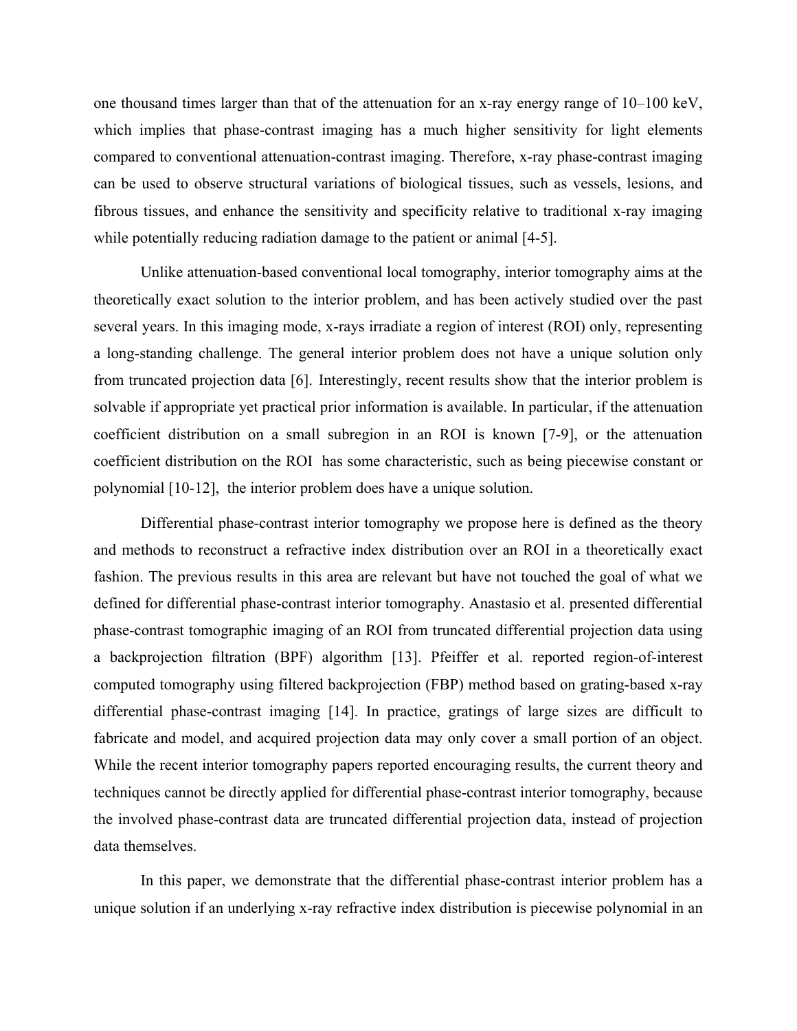one thousand times larger than that of the attenuation for an x-ray energy range of 10–100 keV, which implies that phase-contrast imaging has a much higher sensitivity for light elements compared to conventional attenuation-contrast imaging. Therefore, x-ray phase-contrast imaging can be used to observe structural variations of biological tissues, such as vessels, lesions, and fibrous tissues, and enhance the sensitivity and specificity relative to traditional x-ray imaging while potentially reducing radiation damage to the patient or animal [4-5].

Unlike attenuation-based conventional local tomography, interior tomography aims at the theoretically exact solution to the interior problem, and has been actively studied over the past several years. In this imaging mode, x-rays irradiate a region of interest (ROI) only, representing a long-standing challenge. The general interior problem does not have a unique solution only from truncated projection data [6]. Interestingly, recent results show that the interior problem is solvable if appropriate yet practical prior information is available. In particular, if the attenuation coefficient distribution on a small subregion in an ROI is known [7-9], or the attenuation coefficient distribution on the ROI has some characteristic, such as being piecewise constant or polynomial [10-12], the interior problem does have a unique solution.

Differential phase-contrast interior tomography we propose here is defined as the theory and methods to reconstruct a refractive index distribution over an ROI in a theoretically exact fashion. The previous results in this area are relevant but have not touched the goal of what we defined for differential phase-contrast interior tomography. Anastasio et al. presented differential phase-contrast tomographic imaging of an ROI from truncated differential projection data using a backprojection filtration (BPF) algorithm [13]. Pfeiffer et al. reported region-of-interest computed tomography using filtered backprojection (FBP) method based on grating-based x-ray differential phase-contrast imaging [14]. In practice, gratings of large sizes are difficult to fabricate and model, and acquired projection data may only cover a small portion of an object. While the recent interior tomography papers reported encouraging results, the current theory and techniques cannot be directly applied for differential phase-contrast interior tomography, because the involved phase-contrast data are truncated differential projection data, instead of projection data themselves.

In this paper, we demonstrate that the differential phase-contrast interior problem has a unique solution if an underlying x-ray refractive index distribution is piecewise polynomial in an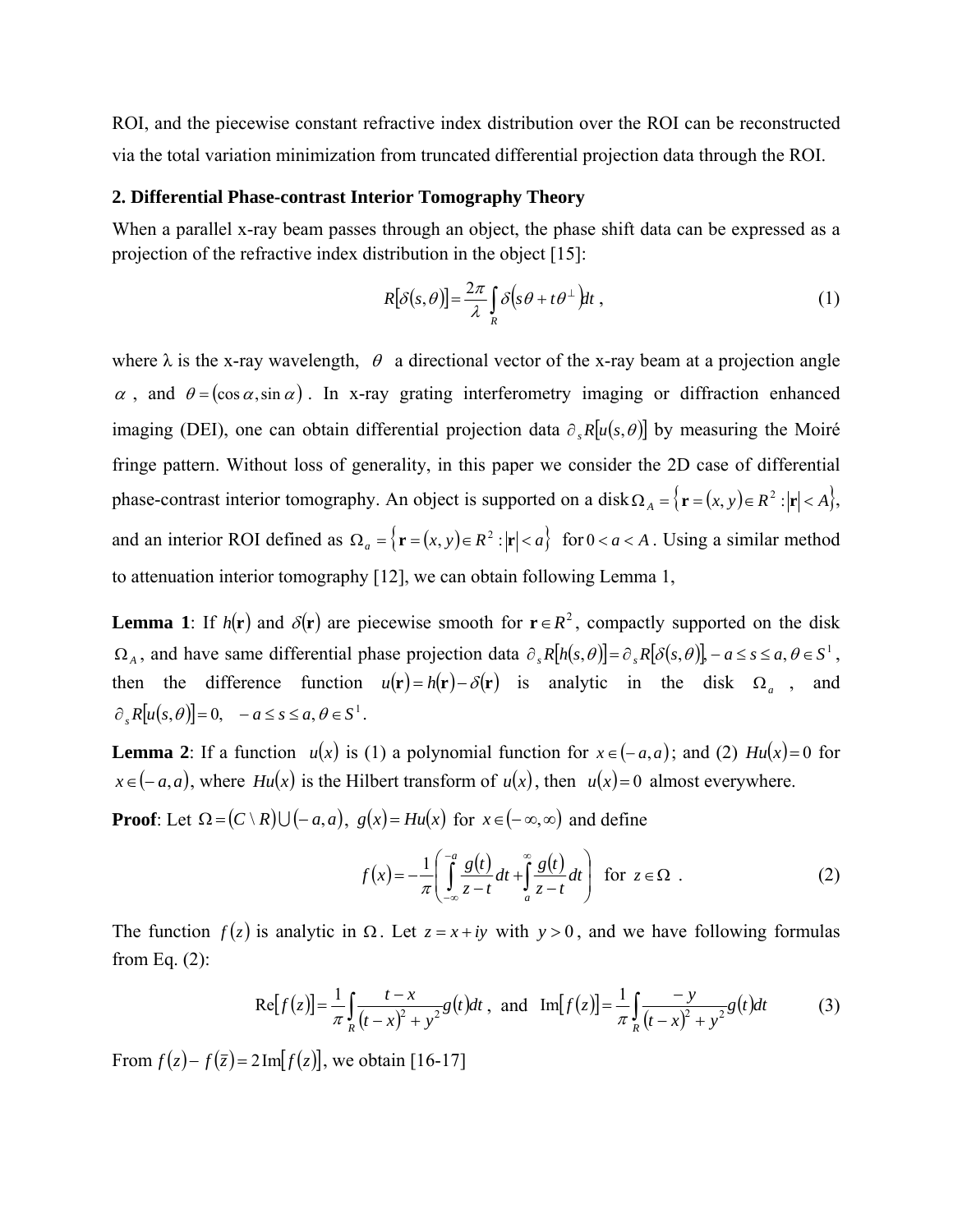ROI, and the piecewise constant refractive index distribution over the ROI can be reconstructed via the total variation minimization from truncated differential projection data through the ROI.

## 2. Differential Phase-contrast Interior Tomography Theory

When a parallel x-ray beam passes through an object, the phase shift data can be expressed as a projection of the refractive index distribution in the object [15]:

$$R[\delta(s,\theta)] = \frac{2\pi}{\lambda} \int_R \delta\left(s\theta + t\theta^{\perp}\right) dt \ , \tag{1}$$

where λ is the x-ray wavelength, $\theta$ a directional vector of the x-ray beam at a projection angle $\alpha$, and $\theta = (\cos\alpha, \sin\alpha)$. In x-ray grating interferometry imaging or diffraction enhanced imaging (DEI), one can obtain differential projection data $\partial_s R[u(s,\theta)]$ by measuring the Moiré fringe pattern. Without loss of generality, in this paper we consider the 2D case of differential phase-contrast interior tomography. An object is supported on a disk $\Omega_A = \{\mathbf{r} = (x,y) \in R^2 : |\mathbf{r}| < A\}$, and an interior ROI defined as $\Omega_a = \{\mathbf{r} = (x,y) \in R^2 : |\mathbf{r}| < a\}$ for $0 < a < A$. Using a similar method to attenuation interior tomography [12], we can obtain following Lemma 1,

**Lemma 1**: If $h(\mathbf{r})$ and $\delta(\mathbf{r})$ are piecewise smooth for $\mathbf{r} \in R^2$, compactly supported on the disk $\Omega_A$, and have same differential phase projection data $\partial_s R[h(s,\theta)] = \partial_s R[\delta(s,\theta)], -a \le s \le a, \theta \in S^1$, then the difference function $u(\mathbf{r}) = h(\mathbf{r}) - \delta(\mathbf{r})$ is analytic in the disk $\Omega_a$, and $\partial_s R[u(s,\theta)] = 0, \quad -a \le s \le a, \theta \in S^1$.

**Lemma 2**: If a function $u(x)$ is (1) a polynomial function for $x \in (-a,a)$; and (2) $Hu(x) = 0$ for $x \in (-a,a)$, where $Hu(x)$ is the Hilbert transform of $u(x)$, then $u(x) = 0$ almost everywhere.

**Proof**: Let $\Omega = (C \setminus R) \cup (-a,a)$, $g(x) = Hu(x)$ for $x \in (-\infty, \infty)$ and define

$$f(x) = -\frac{1}{\pi}\left( \int_{-\infty}^{-a} \frac{g(t)}{z-t} dt + \int_{a}^{\infty} \frac{g(t)}{z-t} dt \right) \quad \text{for } z \in \Omega \ . \tag{2}$$

The function $f(z)$ is analytic in $\Omega$. Let $z = x + iy$ with $y > 0$, and we have following formulas from Eq. (2):

$$\mathrm{Re}[f(z)] = \frac{1}{\pi}\int_R \frac{t-x}{(t-x)^2 + y^2} g(t) dt \ , \text{ and } \ \mathrm{Im}[f(z)] = \frac{1}{\pi}\int_R \frac{-y}{(t-x)^2 + y^2} g(t) dt \tag{3}$$

From $f(z) - f(\bar{z}) = 2\,\mathrm{Im}[f(z)]$, we obtain [16-17]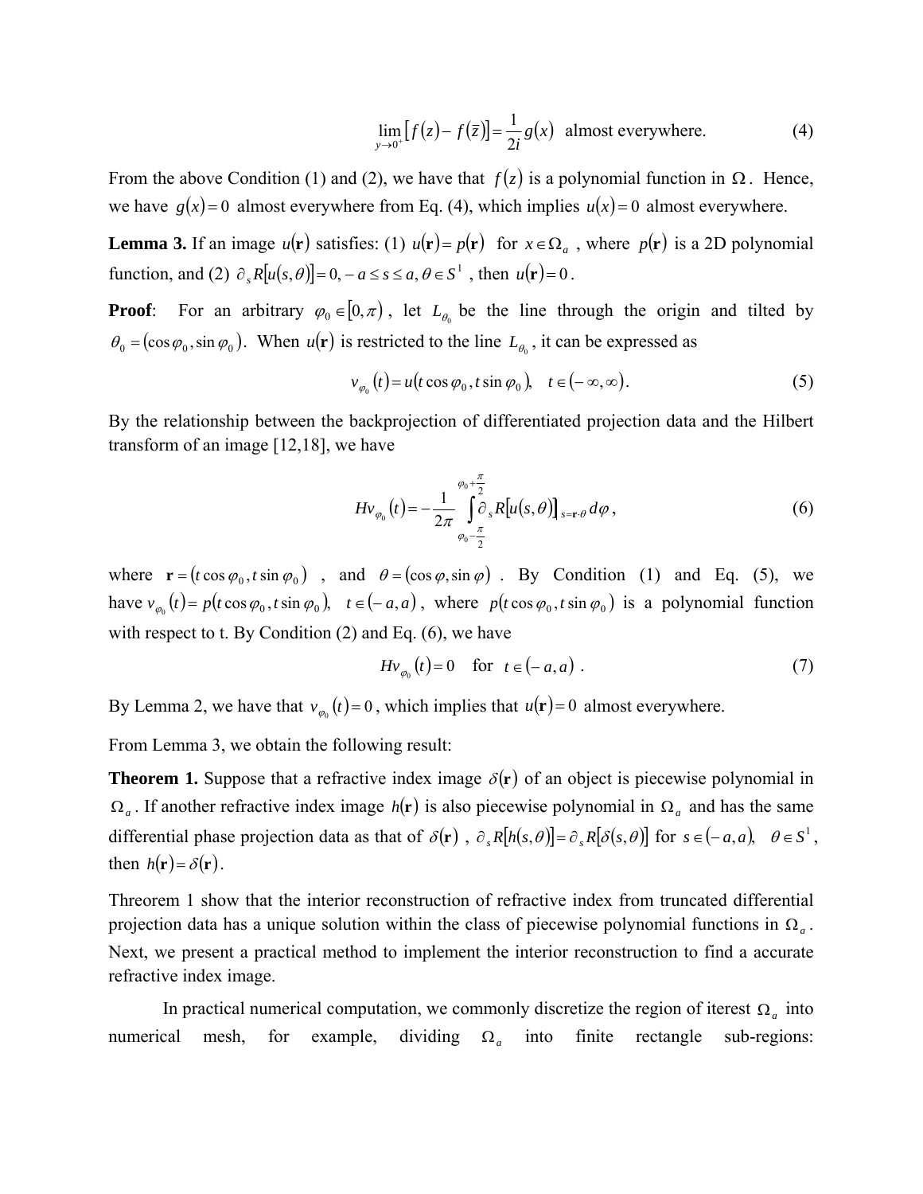$$\lim_{y \to 0^+} \left[ f(z) - f(\bar{z}) \right] = \frac{1}{2i} g(x) \quad \text{almost everywhere.} \tag{4}$$

From the above Condition (1) and (2), we have that $f(z)$ is a polynomial function in $\Omega$. Hence, we have $g(x) = 0$ almost everywhere from Eq. (4), which implies $u(x) = 0$ almost everywhere.

**Lemma 3.** If an image $u(\mathbf{r})$ satisfies: (1) $u(\mathbf{r}) = p(\mathbf{r})$ for $x \in \Omega_a$, where $p(\mathbf{r})$ is a 2D polynomial function, and (2) $\partial_s R[u(s,\theta)] = 0, -a \le s \le a, \theta \in S^1$, then $u(\mathbf{r}) = 0$.

**Proof**: For an arbitrary $\varphi_0 \in [0, \pi)$, let $L_{\theta_0}$ be the line through the origin and tilted by $\theta_0 = (\cos\varphi_0, \sin\varphi_0)$. When $u(\mathbf{r})$ is restricted to the line $L_{\theta_0}$, it can be expressed as

$$v_{\varphi_0}(t) = u(t\cos\varphi_0, t\sin\varphi_0), \quad t \in (-\infty, \infty). \tag{5}$$

By the relationship between the backprojection of differentiated projection data and the Hilbert transform of an image [12,18], we have

$$Hv_{\varphi_0}(t) = -\frac{1}{2\pi} \int_{\varphi_0 - \frac{\pi}{2}}^{\varphi_0 + \frac{\pi}{2}} \partial_s R[u(s,\theta)]_{s = \mathbf{r}\cdot\theta} \, d\varphi, \tag{6}$$

where $\mathbf{r} = (t\cos\varphi_0, t\sin\varphi_0)$, and $\theta = (\cos\varphi, \sin\varphi)$. By Condition (1) and Eq. (5), we have $v_{\varphi_0}(t) = p(t\cos\varphi_0, t\sin\varphi_0), \quad t \in (-a, a)$, where $p(t\cos\varphi_0, t\sin\varphi_0)$ is a polynomial function with respect to t. By Condition (2) and Eq. (6), we have

$$Hv_{\varphi_0}(t) = 0 \quad \text{for} \quad t \in (-a, a). \tag{7}$$

By Lemma 2, we have that $v_{\varphi_0}(t) = 0$, which implies that $u(\mathbf{r}) = 0$ almost everywhere.

From Lemma 3, we obtain the following result:

**Theorem 1.** Suppose that a refractive index image $\delta(\mathbf{r})$ of an object is piecewise polynomial in $\Omega_a$. If another refractive index image $h(\mathbf{r})$ is also piecewise polynomial in $\Omega_a$ and has the same differential phase projection data as that of $\delta(\mathbf{r})$, $\partial_s R[h(s,\theta)] = \partial_s R[\delta(s,\theta)]$ for $s \in (-a, a), \quad \theta \in S^1$, then $h(\mathbf{r}) = \delta(\mathbf{r})$.

Threorem 1 show that the interior reconstruction of refractive index from truncated differential projection data has a unique solution within the class of piecewise polynomial functions in $\Omega_a$. Next, we present a practical method to implement the interior reconstruction to find a accurate refractive index image.

In practical numerical computation, we commonly discretize the region of iterest $\Omega_a$ into numerical mesh, for example, dividing $\Omega_a$ into finite rectangle sub-regions: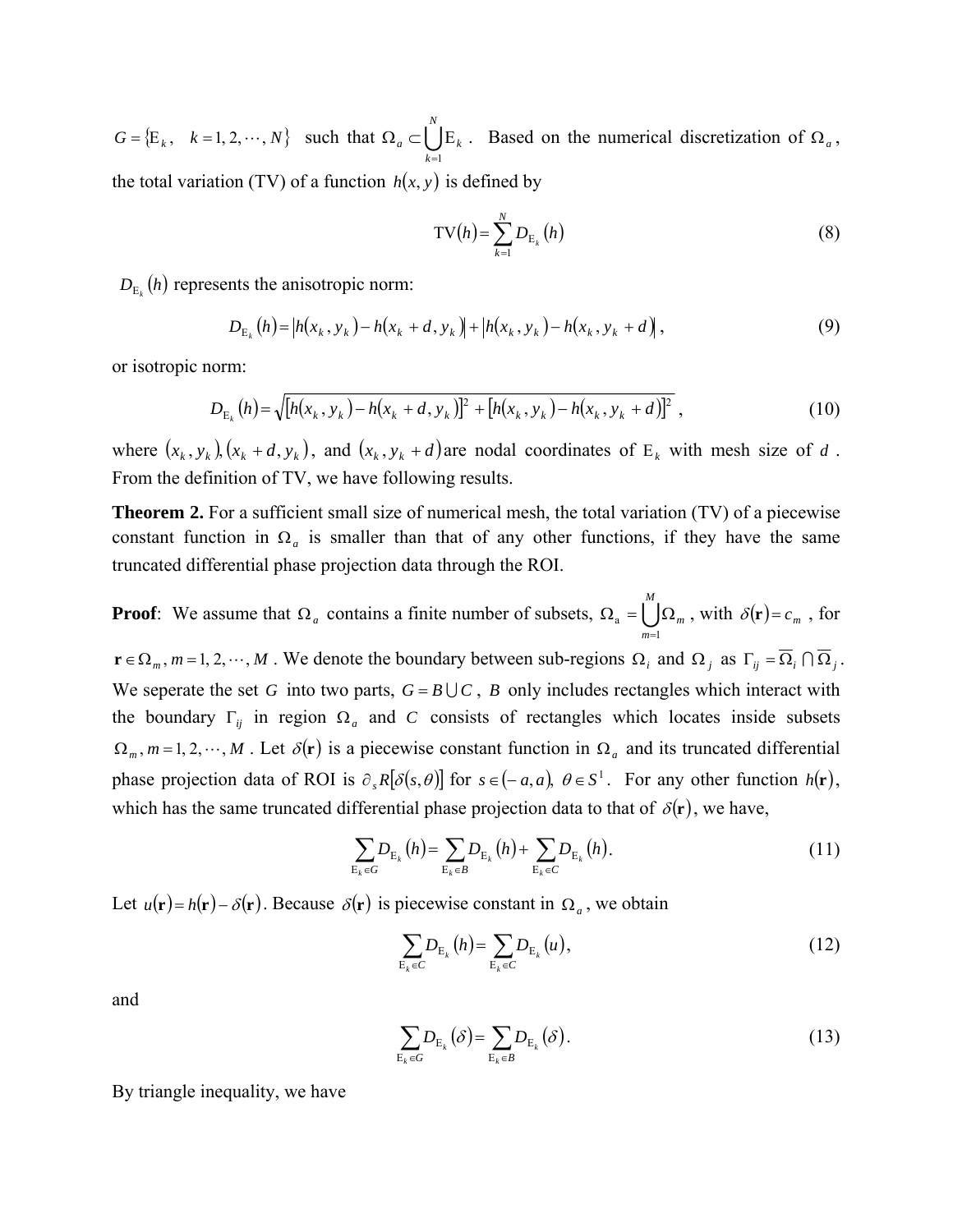$G = \{\mathrm{E}_k, \quad k = 1, 2, \cdots, N\}$ such that $\Omega_a \subset \bigcup_{k=1}^{N} \mathrm{E}_k$. Based on the numerical discretization of $\Omega_a$, the total variation (TV) of a function $h(x, y)$ is defined by

$$\mathrm{TV}(h) = \sum_{k=1}^{N} D_{\mathrm{E}_k}(h) \tag{8}$$

$D_{\mathrm{E}_k}(h)$ represents the anisotropic norm:

$$D_{\mathrm{E}_k}(h) = \left|h(x_k, y_k) - h(x_k + d, y_k)\right| + \left|h(x_k, y_k) - h(x_k, y_k + d)\right|, \tag{9}$$

or isotropic norm:

$$D_{\mathrm{E}_k}(h) = \sqrt{\left[h(x_k, y_k) - h(x_k + d, y_k)\right]^2 + \left[h(x_k, y_k) - h(x_k, y_k + d)\right]^2}, \tag{10}$$

where $(x_k, y_k), (x_k + d, y_k)$, and $(x_k, y_k + d)$ are nodal coordinates of $\mathrm{E}_k$ with mesh size of $d$. From the definition of TV, we have following results.

**Theorem 2.** For a sufficient small size of numerical mesh, the total variation (TV) of a piecewise constant function in $\Omega_a$ is smaller than that of any other functions, if they have the same truncated differential phase projection data through the ROI.

**Proof**: We assume that $\Omega_a$ contains a finite number of subsets, $\Omega_a = \bigcup_{m=1}^{M} \Omega_m$, with $\delta(\mathbf{r}) = c_m$, for $\mathbf{r} \in \Omega_m, m = 1, 2, \cdots, M$. We denote the boundary between sub-regions $\Omega_i$ and $\Omega_j$ as $\Gamma_{ij} = \overline{\Omega}_i \cap \overline{\Omega}_j$. We seperate the set $G$ into two parts, $G = B \bigcup C$, $B$ only includes rectangles which interact with the boundary $\Gamma_{ij}$ in region $\Omega_a$ and $C$ consists of rectangles which locates inside subsets $\Omega_m, m = 1, 2, \cdots, M$. Let $\delta(\mathbf{r})$ is a piecewise constant function in $\Omega_a$ and its truncated differential phase projection data of ROI is $\partial_s R[\delta(s, \theta)]$ for $s \in (-a, a), \ \theta \in S^1$. For any other function $h(\mathbf{r})$, which has the same truncated differential phase projection data to that of $\delta(\mathbf{r})$, we have,

$$\sum_{\mathrm{E}_k \in G} D_{\mathrm{E}_k}(h) = \sum_{\mathrm{E}_k \in B} D_{\mathrm{E}_k}(h) + \sum_{\mathrm{E}_k \in C} D_{\mathrm{E}_k}(h). \tag{11}$$

Let $u(\mathbf{r}) = h(\mathbf{r}) - \delta(\mathbf{r})$. Because $\delta(\mathbf{r})$ is piecewise constant in $\Omega_a$, we obtain

$$\sum_{\mathrm{E}_k \in C} D_{\mathrm{E}_k}(h) = \sum_{\mathrm{E}_k \in C} D_{\mathrm{E}_k}(u), \tag{12}$$

and

$$\sum_{\mathrm{E}_k \in G} D_{\mathrm{E}_k}(\delta) = \sum_{\mathrm{E}_k \in B} D_{\mathrm{E}_k}(\delta). \tag{13}$$

By triangle inequality, we have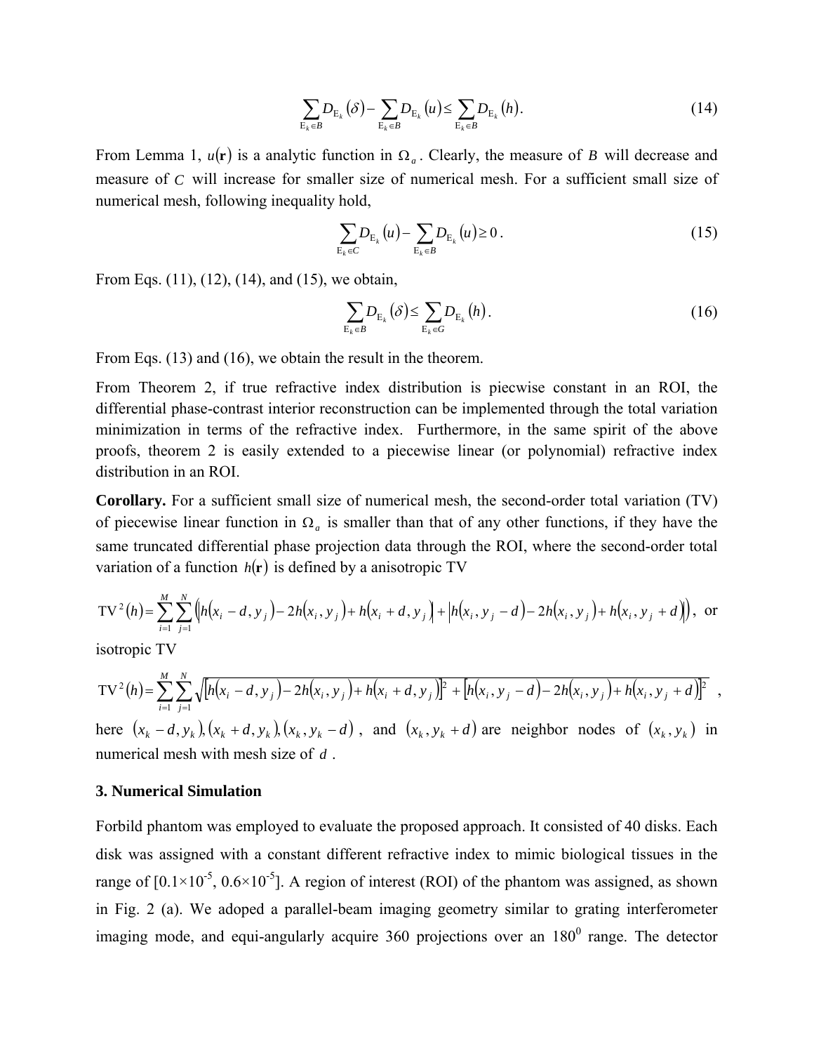$$\sum_{\mathrm{E}_k \in B} D_{\mathrm{E}_k}(\delta) - \sum_{\mathrm{E}_k \in B} D_{\mathrm{E}_k}(u) \leq \sum_{\mathrm{E}_k \in B} D_{\mathrm{E}_k}(h). \tag{14}$$

From Lemma 1, $u(\mathbf{r})$ is a analytic function in $\Omega_a$. Clearly, the measure of $B$ will decrease and measure of $C$ will increase for smaller size of numerical mesh. For a sufficient small size of numerical mesh, following inequality hold,

$$\sum_{\mathrm{E}_k \in C} D_{\mathrm{E}_k}(u) - \sum_{\mathrm{E}_k \in B} D_{\mathrm{E}_k}(u) \geq 0. \tag{15}$$

From Eqs. (11), (12), (14), and (15), we obtain,

$$\sum_{\mathrm{E}_k \in B} D_{\mathrm{E}_k}(\delta) \leq \sum_{\mathrm{E}_k \in G} D_{\mathrm{E}_k}(h). \tag{16}$$

From Eqs. (13) and (16), we obtain the result in the theorem.

From Theorem 2, if true refractive index distribution is piecwise constant in an ROI, the differential phase-contrast interior reconstruction can be implemented through the total variation minimization in terms of the refractive index. Furthermore, in the same spirit of the above proofs, theorem 2 is easily extended to a piecewise linear (or polynomial) refractive index distribution in an ROI.

**Corollary.** For a sufficient small size of numerical mesh, the second-order total variation (TV) of piecewise linear function in $\Omega_a$ is smaller than that of any other functions, if they have the same truncated differential phase projection data through the ROI, where the second-order total variation of a function $h(\mathbf{r})$ is defined by a anisotropic TV

$$\mathrm{TV}^2(h) = \sum_{i=1}^{M}\sum_{j=1}^{N}\left(\left|h(x_i - d, y_j) - 2h(x_i, y_j) + h(x_i + d, y_j)\right| + \left|h(x_i, y_j - d) - 2h(x_i, y_j) + h(x_i, y_j + d)\right|\right),$$ or

isotropic TV

$$\mathrm{TV}^2(h) = \sum_{i=1}^{M}\sum_{j=1}^{N}\sqrt{\left[h(x_i - d, y_j) - 2h(x_i, y_j) + h(x_i + d, y_j)\right]^2 + \left[h(x_i, y_j - d) - 2h(x_i, y_j) + h(x_i, y_j + d)\right]^2},$$

here $(x_k - d, y_k), (x_k + d, y_k), (x_k, y_k - d)$, and $(x_k, y_k + d)$ are neighbor nodes of $(x_k, y_k)$ in numerical mesh with mesh size of $d$.

### 3. Numerical Simulation

Forbild phantom was employed to evaluate the proposed approach. It consisted of 40 disks. Each disk was assigned with a constant different refractive index to mimic biological tissues in the range of $[0.1\times10^{-5}, 0.6\times10^{-5}]$. A region of interest (ROI) of the phantom was assigned, as shown in Fig. 2 (a). We adoped a parallel-beam imaging geometry similar to grating interferometer imaging mode, and equi-angularly acquire 360 projections over an $180^0$ range. The detector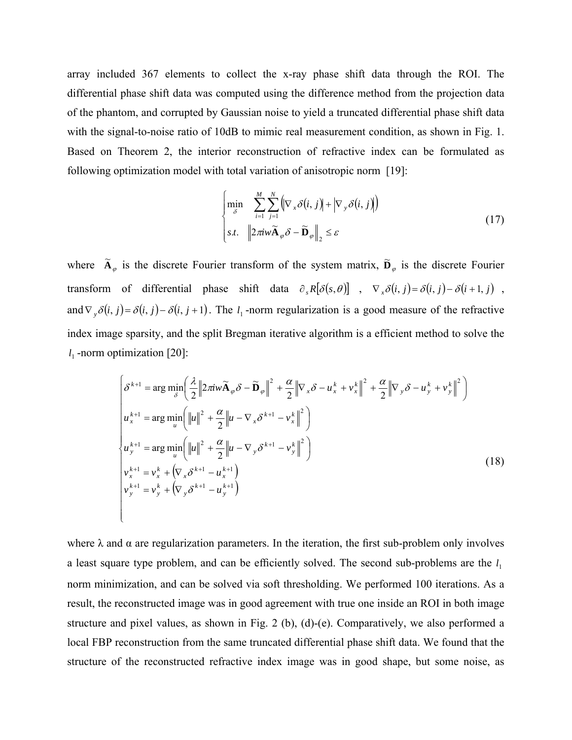array included 367 elements to collect the x-ray phase shift data through the ROI. The differential phase shift data was computed using the difference method from the projection data of the phantom, and corrupted by Gaussian noise to yield a truncated differential phase shift data with the signal-to-noise ratio of 10dB to mimic real measurement condition, as shown in Fig. 1. Based on Theorem 2, the interior reconstruction of refractive index can be formulated as following optimization model with total variation of anisotropic norm [19]:

$$
\begin{cases}
\min\limits_{\delta} & \sum\limits_{i=1}^{M}\sum\limits_{j=1}^{N}\left(\left|\nabla_x \delta(i,j)\right| + \left|\nabla_y \delta(i,j)\right|\right) \\
s.t. & \left\|2\pi i w \widetilde{\mathbf{A}}_{\varphi}\delta - \widetilde{\mathbf{D}}_{\varphi}\right\|_2 \le \varepsilon
\end{cases}
\tag{17}
$$

where $\widetilde{\mathbf{A}}_{\varphi}$ is the discrete Fourier transform of the system matrix, $\widetilde{\mathbf{D}}_{\varphi}$ is the discrete Fourier transform of differential phase shift data $\partial_s R[\delta(s,\theta)]$, $\nabla_x \delta(i,j) = \delta(i,j) - \delta(i+1,j)$, and $\nabla_y \delta(i,j) = \delta(i,j) - \delta(i,j+1)$. The $l_1$-norm regularization is a good measure of the refractive index image sparsity, and the split Bregman iterative algorithm is a efficient method to solve the $l_1$-norm optimization [20]:

$$
\begin{cases}
\delta^{k+1} = \arg\min\limits_{\delta}\left(\dfrac{\lambda}{2}\left\|2\pi i w \widetilde{\mathbf{A}}_{\varphi}\delta - \widetilde{\mathbf{D}}_{\varphi}\right\|^2 + \dfrac{\alpha}{2}\left\|\nabla_x \delta - u_x^k + v_x^k\right\|^2 + \dfrac{\alpha}{2}\left\|\nabla_y \delta - u_y^k + v_y^k\right\|^2\right) \\
u_x^{k+1} = \arg\min\limits_{u}\left(\left\|u\right\|^2 + \dfrac{\alpha}{2}\left\|u - \nabla_x \delta^{k+1} - v_x^k\right\|^2\right) \\
u_y^{k+1} = \arg\min\limits_{u}\left(\left\|u\right\|^2 + \dfrac{\alpha}{2}\left\|u - \nabla_y \delta^{k+1} - v_y^k\right\|^2\right) \\
v_x^{k+1} = v_x^k + \left(\nabla_x \delta^{k+1} - u_x^{k+1}\right) \\
v_y^{k+1} = v_y^k + \left(\nabla_y \delta^{k+1} - u_y^{k+1}\right)
\end{cases}
\tag{18}
$$

where λ and α are regularization parameters. In the iteration, the first sub-problem only involves a least square type problem, and can be efficiently solved. The second sub-problems are the $l_1$ norm minimization, and can be solved via soft thresholding. We performed 100 iterations. As a result, the reconstructed image was in good agreement with true one inside an ROI in both image structure and pixel values, as shown in Fig. 2 (b), (d)-(e). Comparatively, we also performed a local FBP reconstruction from the same truncated differential phase shift data. We found that the structure of the reconstructed refractive index image was in good shape, but some noise, as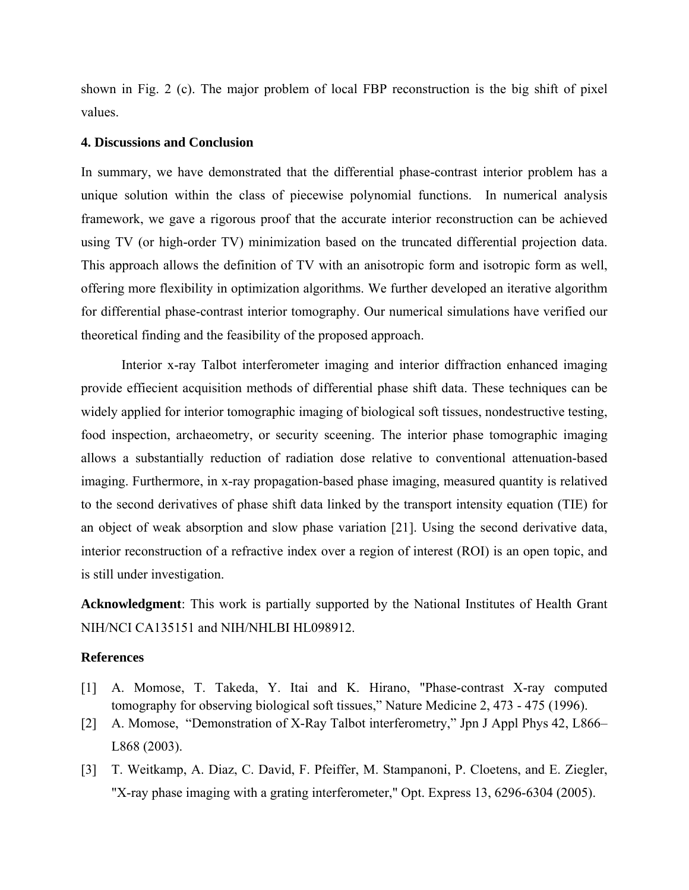shown in Fig. 2 (c). The major problem of local FBP reconstruction is the big shift of pixel values.

### 4. Discussions and Conclusion

In summary, we have demonstrated that the differential phase-contrast interior problem has a unique solution within the class of piecewise polynomial functions. In numerical analysis framework, we gave a rigorous proof that the accurate interior reconstruction can be achieved using TV (or high-order TV) minimization based on the truncated differential projection data. This approach allows the definition of TV with an anisotropic form and isotropic form as well, offering more flexibility in optimization algorithms. We further developed an iterative algorithm for differential phase-contrast interior tomography. Our numerical simulations have verified our theoretical finding and the feasibility of the proposed approach.

Interior x-ray Talbot interferometer imaging and interior diffraction enhanced imaging provide effiecient acquisition methods of differential phase shift data. These techniques can be widely applied for interior tomographic imaging of biological soft tissues, nondestructive testing, food inspection, archaeometry, or security sceening. The interior phase tomographic imaging allows a substantially reduction of radiation dose relative to conventional attenuation-based imaging. Furthermore, in x-ray propagation-based phase imaging, measured quantity is relatived to the second derivatives of phase shift data linked by the transport intensity equation (TIE) for an object of weak absorption and slow phase variation [21]. Using the second derivative data, interior reconstruction of a refractive index over a region of interest (ROI) is an open topic, and is still under investigation.

**Acknowledgment**: This work is partially supported by the National Institutes of Health Grant NIH/NCI CA135151 and NIH/NHLBI HL098912.

### References

[1] A. Momose, T. Takeda, Y. Itai and K. Hirano, "Phase-contrast X-ray computed tomography for observing biological soft tissues," Nature Medicine 2, 473 - 475 (1996).

[2] A. Momose, "Demonstration of X-Ray Talbot interferometry," Jpn J Appl Phys 42, L866–L868 (2003).

[3] T. Weitkamp, A. Diaz, C. David, F. Pfeiffer, M. Stampanoni, P. Cloetens, and E. Ziegler, "X-ray phase imaging with a grating interferometer," Opt. Express 13, 6296-6304 (2005).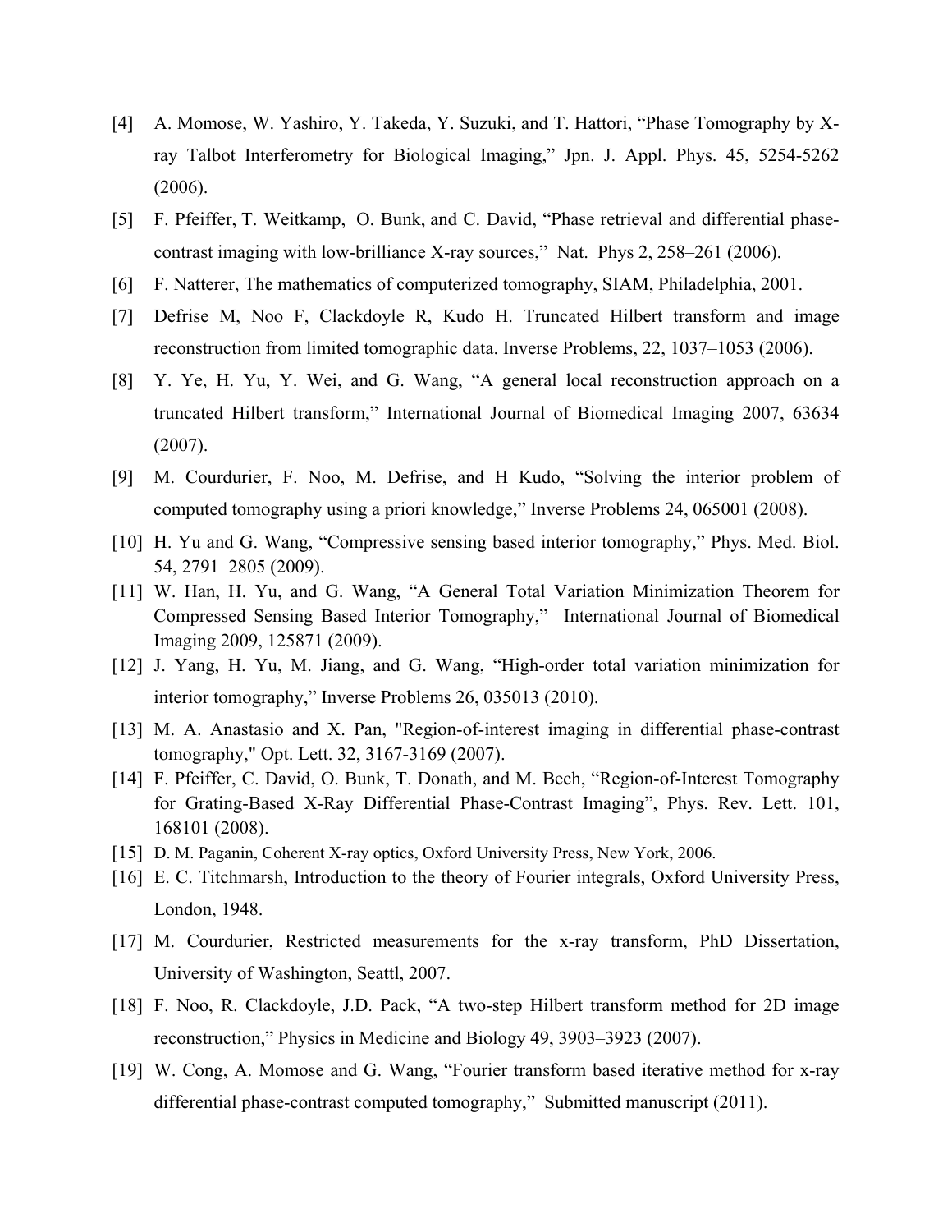[4] A. Momose, W. Yashiro, Y. Takeda, Y. Suzuki, and T. Hattori, “Phase Tomography by X-ray Talbot Interferometry for Biological Imaging,” Jpn. J. Appl. Phys. 45, 5254-5262 (2006).

[5] F. Pfeiffer, T. Weitkamp, O. Bunk, and C. David, “Phase retrieval and differential phase-contrast imaging with low-brilliance X-ray sources,” Nat. Phys 2, 258–261 (2006).

[6] F. Natterer, The mathematics of computerized tomography, SIAM, Philadelphia, 2001.

[7] Defrise M, Noo F, Clackdoyle R, Kudo H. Truncated Hilbert transform and image reconstruction from limited tomographic data. Inverse Problems, 22, 1037–1053 (2006).

[8] Y. Ye, H. Yu, Y. Wei, and G. Wang, “A general local reconstruction approach on a truncated Hilbert transform,” International Journal of Biomedical Imaging 2007, 63634 (2007).

[9] M. Courdurier, F. Noo, M. Defrise, and H Kudo, “Solving the interior problem of computed tomography using a priori knowledge,” Inverse Problems 24, 065001 (2008).

[10] H. Yu and G. Wang, “Compressive sensing based interior tomography,” Phys. Med. Biol. 54, 2791–2805 (2009).

[11] W. Han, H. Yu, and G. Wang, “A General Total Variation Minimization Theorem for Compressed Sensing Based Interior Tomography,” International Journal of Biomedical Imaging 2009, 125871 (2009).

[12] J. Yang, H. Yu, M. Jiang, and G. Wang, “High-order total variation minimization for interior tomography,” Inverse Problems 26, 035013 (2010).

[13] M. A. Anastasio and X. Pan, "Region-of-interest imaging in differential phase-contrast tomography," Opt. Lett. 32, 3167-3169 (2007).

[14] F. Pfeiffer, C. David, O. Bunk, T. Donath, and M. Bech, “Region-of-Interest Tomography for Grating-Based X-Ray Differential Phase-Contrast Imaging”, Phys. Rev. Lett. 101, 168101 (2008).

[15] D. M. Paganin, Coherent X-ray optics, Oxford University Press, New York, 2006.

[16] E. C. Titchmarsh, Introduction to the theory of Fourier integrals, Oxford University Press, London, 1948.

[17] M. Courdurier, Restricted measurements for the x-ray transform, PhD Dissertation, University of Washington, Seattl, 2007.

[18] F. Noo, R. Clackdoyle, J.D. Pack, “A two-step Hilbert transform method for 2D image reconstruction,” Physics in Medicine and Biology 49, 3903–3923 (2007).

[19] W. Cong, A. Momose and G. Wang, “Fourier transform based iterative method for x-ray differential phase-contrast computed tomography,” Submitted manuscript (2011).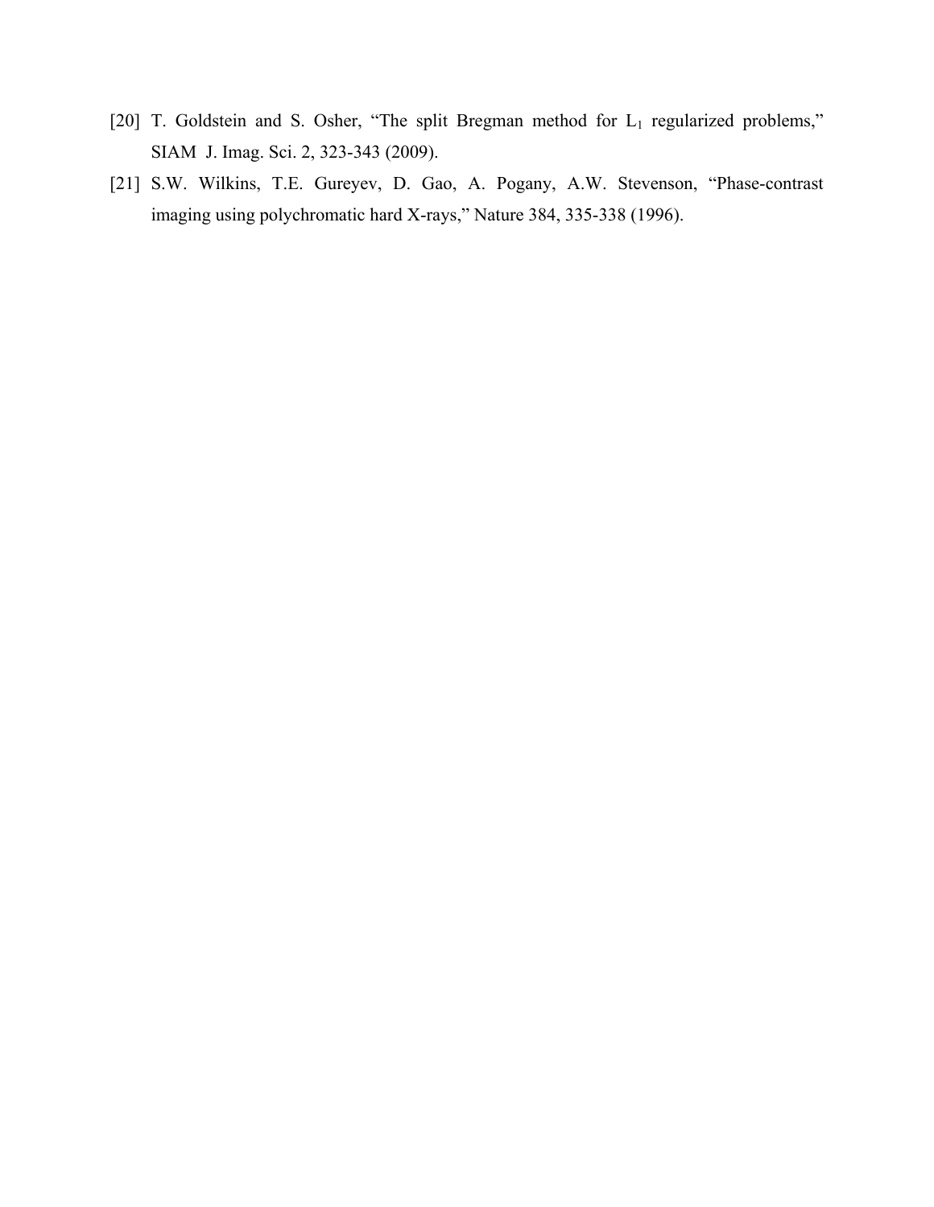[20] T. Goldstein and S. Osher, “The split Bregman method for $L_1$ regularized problems,” SIAM J. Imag. Sci. 2, 323-343 (2009).

[21] S.W. Wilkins, T.E. Gureyev, D. Gao, A. Pogany, A.W. Stevenson, “Phase-contrast imaging using polychromatic hard X-rays,” Nature 384, 335-338 (1996).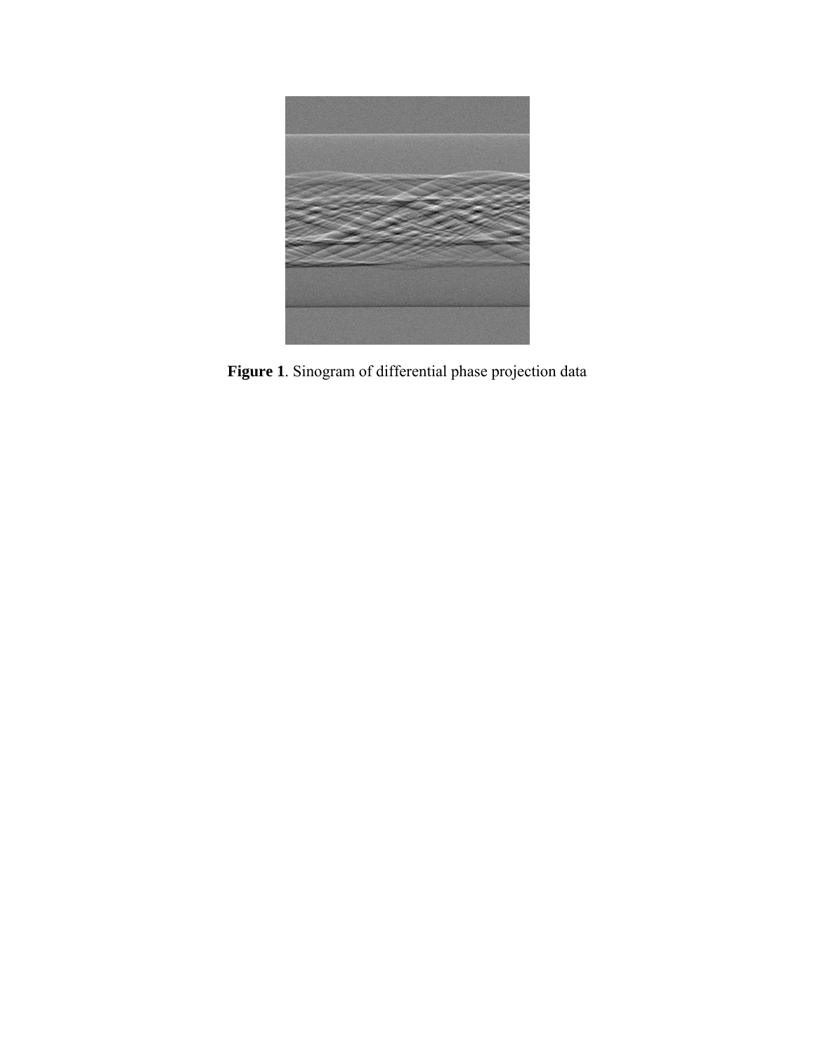**Figure 1**. Sinogram of differential phase projection data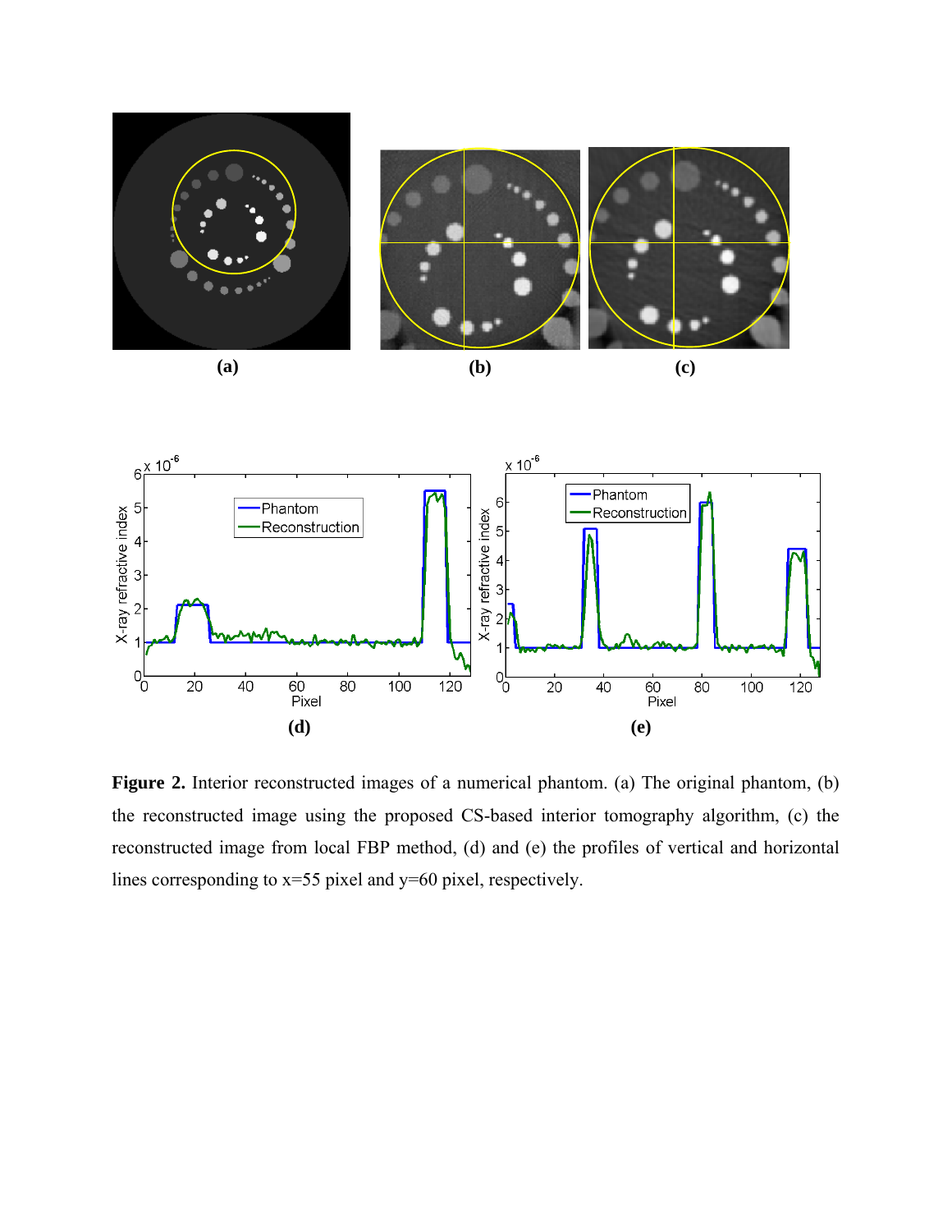(a) (b) (c)

6 x 10^-6

X-ray refractive index

Phantom

Reconstruction

0 20 40 60 80 100 120

Pixel

(d)

x 10^-6

X-ray refractive index

Phantom

Reconstruction

0 20 40 60 80 100 120

Pixel

(e)

**Figure 2.** Interior reconstructed images of a numerical phantom. (a) The original phantom, (b) the reconstructed image using the proposed CS-based interior tomography algorithm, (c) the reconstructed image from local FBP method, (d) and (e) the profiles of vertical and horizontal lines corresponding to x=55 pixel and y=60 pixel, respectively.